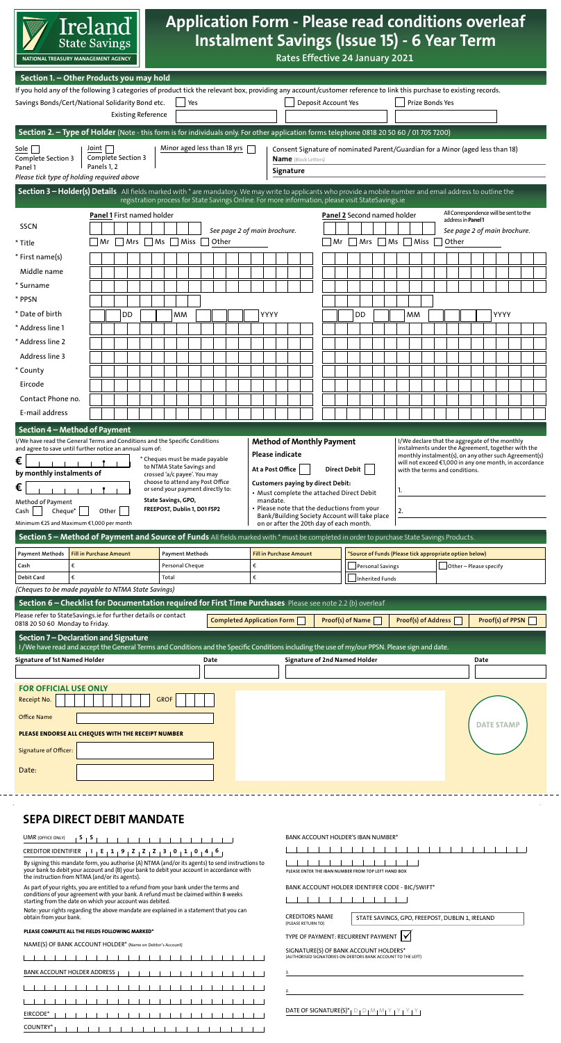**Ireland State Savings**
NATIONAL TREASURY MANAGEMENT AGENCY

# Application Form - Please read conditions overleaf
# Instalment Savings (Issue 15) - 6 Year Term

**Rates Effective 24 January 2021**

## Section 1. – Other Products you may hold

If you hold any of the following 3 categories of product tick the relevant box, providing any account/customer reference to link this purchase to existing records.

Savings Bonds/Cert/National Solidarity Bond etc. ☐ Yes    Deposit Account Yes ☐    Prize Bonds Yes ☐

Existing Reference

## Section 2. – Type of Holder (Note - this form is for individuals only. For other application forms telephone 0818 20 50 60 / 01 705 7200)

Sole ☐ Complete Section 3 Panel 1    Joint ☐ Complete Section 3 Panels 1, 2    Minor aged less than 18 yrs ☐

*Please tick type of holding required above*

Consent Signature of nominated Parent/Guardian for a Minor (aged less than 18)
**Name** (Block Letters)
**Signature**

## Section 3 – Holder(s) Details

All fields marked with * are mandatory. We may write to applicants who provide a mobile number and email address to outline the registration process for State Savings Online. For more information, please visit StateSavings.ie

| | **Panel 1** First named holder | **Panel 2** Second named holder (All Correspondence will be sent to the address in **Panel 1**) |
|---|---|---|
| SSCN | See page 2 of main brochure. | See page 2 of main brochure. |
| * Title | ☐ Mr ☐ Mrs ☐ Ms ☐ Miss ☐ Other | ☐ Mr ☐ Mrs ☐ Ms ☐ Miss ☐ Other |
| * First name(s) | | |
| Middle name | | |
| * Surname | | |
| * PPSN | | |
| * Date of birth | DD MM YYYY | DD MM YYYY |
| * Address line 1 | | |
| * Address line 2 | | |
| Address line 3 | | |
| * County | | |
| Eircode | | |
| Contact Phone no. | | |
| E-mail address | | |

## Section 4 – Method of Payment

I/We have read the General Terms and Conditions and the Specific Conditions and agree to save until further notice an annual sum of:

€

by monthly instalments of

€

Method of Payment
Cash ☐ Cheque* ☐ Other ☐

Minimum €25 and Maximum €1,000 per month

* Cheques must be made payable to NTMA State Savings and crossed 'a/c payee'. You may choose to attend any Post Office or send your payment directly to:
**State Savings, GPO, FREEPOST, Dublin 1, D01 F5P2**

**Method of Monthly Payment**

**Please indicate**

At a Post Office ☐    Direct Debit ☐

**Customers paying by direct Debit:**
- Must complete the attached Direct Debit mandate.
- Please note that the deductions from your Bank/Building Society Account will take place on or after the 20th day of each month.

I/We declare that the aggregate of the monthly instalments under the Agreement, together with the monthly instalment(s), on any other such Agreement(s) will not exceed €1,000 in any one month, in accordance with the terms and conditions.

1.

2.

## Section 5 – Method of Payment and Source of Funds

All fields marked with * must be completed in order to purchase State Savings Products.

| Payment Methods | Fill in Purchase Amount | Payment Methods | Fill in Purchase Amount |
|---|---|---|---|
| Cash | € | Personal Cheque | € |
| Debit Card | € | Total | € |

*Source of Funds (Please tick appropriate option below)
☐ Personal Savings ☐ Other – Please specify
☐ Inherited Funds

*(Cheques to be made payable to NTMA State Savings)*

## Section 6 – Checklist for Documentation required for First Time Purchases

Please see note 2.2 (b) overleaf

Please refer to StateSavings.ie for further details or contact 0818 20 50 60 Monday to Friday.

Completed Application Form ☐    Proof(s) of Name ☐    Proof(s) of Address ☐    Proof(s) of PPSN ☐

## Section 7 – Declaration and Signature

I/We have read and accept the General Terms and Conditions and the Specific Conditions including the use of my/our PPSN. Please sign and date.

| Signature of 1st Named Holder | Date | Signature of 2nd Named Holder | Date |
|---|---|---|---|
| | | | |

**FOR OFFICIAL USE ONLY**

Receipt No.    GROF

Office Name

**PLEASE ENDORSE ALL CHEQUES WITH THE RECEIPT NUMBER**

Signature of Officer:

Date:

**DATE STAMP**

---

# SEPA DIRECT DEBIT MANDATE

UMR (OFFICE ONLY) S S

CREDITOR IDENTIFIER IE19ZZZ301046

By signing this mandate form, you authorise (A) NTMA (and/or its agents) to send instructions to your bank to debit your account and (B) your bank to debit your account in accordance with the instruction from NTMA (and/or its agents).

As part of your rights, you are entitled to a refund from your bank under the terms and conditions of your agreement with your bank. A refund must be claimed within 8 weeks starting from the date on which your account was debited.

Note: your rights regarding the above mandate are explained in a statement that you can obtain from your bank.

**PLEASE COMPLETE ALL THE FIELDS FOLLOWING MARKED***

NAME(S) OF BANK ACCOUNT HOLDER* (Name on Debtor's Account)

BANK ACCOUNT HOLDER ADDRESS

EIRCODE*

COUNTRY*

BANK ACCOUNT HOLDER'S IBAN NUMBER*

PLEASE ENTER THE IBAN NUMBER FROM TOP LEFT HAND BOX

BANK ACCOUNT HOLDER IDENTIFER CODE - BIC/SWIFT*

CREDITORS NAME (PLEASE RETURN TO): STATE SAVINGS, GPO, FREEPOST, DUBLIN 1, IRELAND

TYPE OF PAYMENT: RECURRENT PAYMENT ☑

SIGNATURE(S) OF BANK ACCOUNT HOLDERS* (AUTHORISED SIGNATORIES ON DEBTORS BANK ACCOUNT TO THE LEFT)

1.

2.

DATE OF SIGNATURE(S)* D D M M Y Y Y Y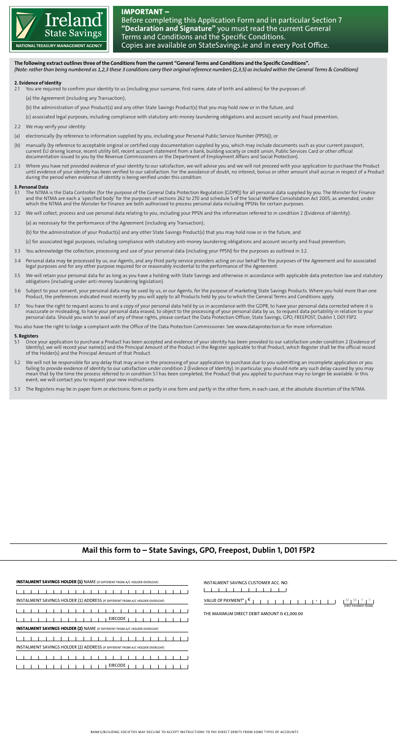# IMPORTANT –

Before completing this Application Form and in particular Section 7 **"Declaration and Signature"** you must read the current General Terms and Conditions and the Specific Conditions. Copies are available on StateSavings.ie and in every Post Office.

Ireland State Savings

NATIONAL TREASURY MANAGEMENT AGENCY

**The following extract outlines three of the Conditions from the current "General Terms and Conditions and the Specific Conditions".**
*(Note: rather than being numbered as 1,2,3 these 3 conditions carry their original reference numbers (2,3,5) as included within the General Terms & Conditions)*

### 2. Evidence of Identity

2.1 You are required to confirm your identity to us (including your surname, first name, date of birth and address) for the purposes of:

(a) the Agreement (including any Transaction);

(b) the administration of your Product(s) and any other State Savings Product(s) that you may hold now or in the future, and

(c) associated legal purposes, including compliance with statutory anti-money laundering obligations and account security and fraud prevention,

2.2 We may verify your identity:

(a) electronically (by reference to information supplied by you, including your Personal Public Service Number (PPSN)); or

(b) manually (by reference to acceptable original or certified copy documentation supplied by you, which may include documents such as your current passport, current EU driving licence, recent utility bill, recent account statement from a bank, building society or credit union, Public Services Card or other official documentation issued to you by the Revenue Commissioners or the Department of Employment Affairs and Social Protection).

2.3 Where you have not provided evidence of your identity to our satisfaction, we will advise you and we will not proceed with your application to purchase the Product until evidence of your identity has been verified to our satisfaction. For the avoidance of doubt, no interest, bonus or other amount shall accrue in respect of a Product during the period when evidence of identity is being verified under this condition.

### 3. Personal Data

3.1 The NTMA is the Data Controller (for the purpose of the General Data Protection Regulation (GDPR)) for all personal data supplied by you. The Minister for Finance and the NTMA are each a 'specified body' for the purposes of sections 262 to 270 and schedule 5 of the Social Welfare Consolidation Act 2005, as amended, under which the NTMA and the Minister for Finance are both authorised to process personal data including PPSNs for certain purposes.

3.2 We will collect, process and use personal data relating to you, including your PPSN and the information referred to in condition 2 (Evidence of Identity):

(a) as necessary for the performance of the Agreement (including any Transaction);

(b) for the administration of your Product(s) and any other State Savings Product(s) that you may hold now or in the future, and

(c) for associated legal purposes, including compliance with statutory anti-money laundering obligations and account security and fraud prevention,

3.3 You acknowledge the collection, processing and use of your personal data (including your PPSN) for the purposes as outlined in 3.2.

3.4 Personal data may be processed by us, our Agents, and any third party service providers acting on our behalf for the purposes of the Agreement and for associated legal purposes and for any other purpose required for or reasonably incidental to the performance of the Agreement.

3.5 We will retain your personal data for as long as you have a holding with State Savings and otherwise in accordance with applicable data protection law and statutory obligations (including under anti-money laundering legislation).

3.6 Subject to your consent, your personal data may be used by us, or our Agents, for the purpose of marketing State Savings Products. Where you hold more than one Product, the preferences indicated most recently by you will apply to all Products held by you to which the General Terms and Conditions apply.

3.7 You have the right to request access to and a copy of your personal data held by us in accordance with the GDPR, to have your personal data corrected where it is inaccurate or misleading, to have your personal data erased, to object to the processing of your personal data by us, to request data portability in relation to your personal data. Should you wish to avail of any of these rights, please contact the Data Protection Officer, State Savings, GPO, FREEPOST, Dublin 1, D01 F5P2.

You also have the right to lodge a complaint with the Office of the Data Protection Commissioner. See www.dataprotection.ie for more information.

### 5. Registers

5.1 Once your application to purchase a Product has been accepted and evidence of your identity has been provided to our satisfaction under condition 2 (Evidence of Identity), we will record your name(s) and the Principal Amount of the Product in the Register applicable to that Product, which Register shall be the official record of the Holder(s) and the Principal Amount of that Product.

5.2 We will not be responsible for any delay that may arise in the processing of your application to purchase due to you submitting an incomplete application or you failing to provide evidence of identity to our satisfaction under condition 2 (Evidence of Identity). In particular, you should note any such delay caused by you may mean that by the time the process referred to in condition 5.1 has been completed, the Product that you applied to purchase may no longer be available. In this event, we will contact you to request your new instructions.

5.3 The Registers may be in paper form or electronic form or partly in one form and partly in the other form, in each case, at the absolute discretion of the NTMA.

## Mail this form to – State Savings, GPO, Freepost, Dublin 1, D01 F5P2

**INSTALMENT SAVINGS HOLDER (1)** NAME (IF DIFFERENT FROM A/C HOLDER OVERLEAF)

INSTALMENT SAVINGS HOLDER (1) ADDRESS (IF DIFFERENT FROM A/C HOLDER OVERLEAF)

EIRCODE

**INSTALMENT SAVINGS HOLDER (2)** NAME (IF DIFFERENT FROM A/C HOLDER OVERLEAF)

INSTALMENT SAVINGS HOLDER (2) ADDRESS (IF DIFFERENT FROM A/C HOLDER OVERLEAF)

EIRCODE

INSTALMENT SAVINGS CUSTOMER ACC. NO.

VALUE OF PAYMENT* € . M M Y Y (FIRST PAYMENT FROM)

THE MAXIMUM DIRECT DEBIT AMOUNT IS €1,000.00

BANKS/BUILDING SOCIETIES MAY DECLINE TO ACCEPT INSTRUCTIONS TO PAY DIRECT DEBITS FROM SOME TYPES OF ACCOUNTS